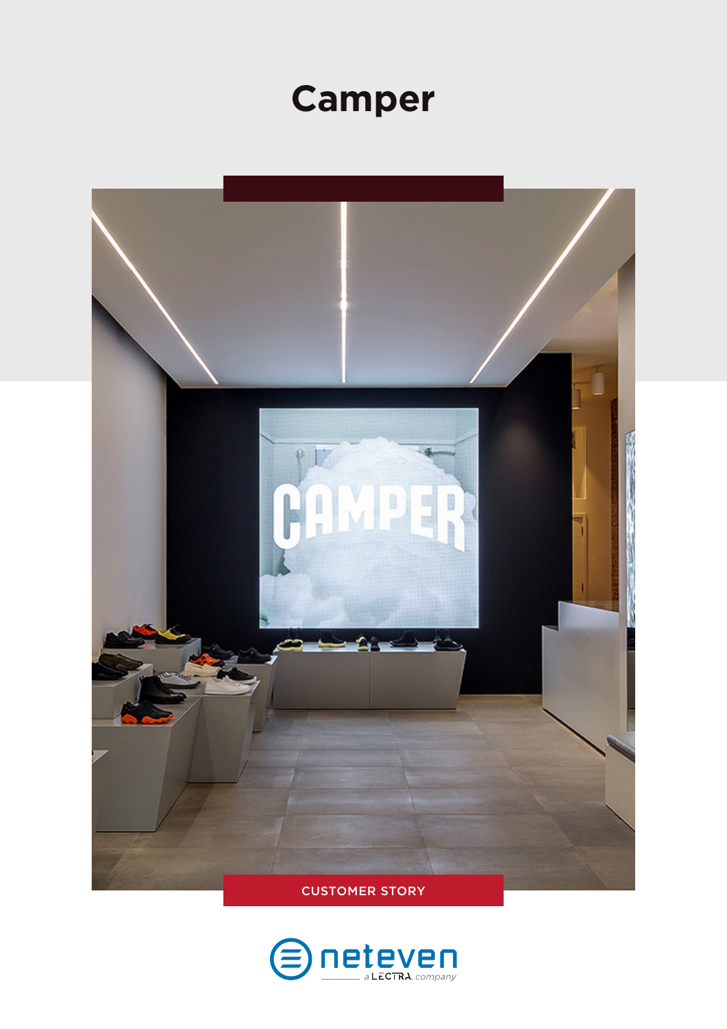# Camper

CUSTOMER STORY

neteven
a LECTRA company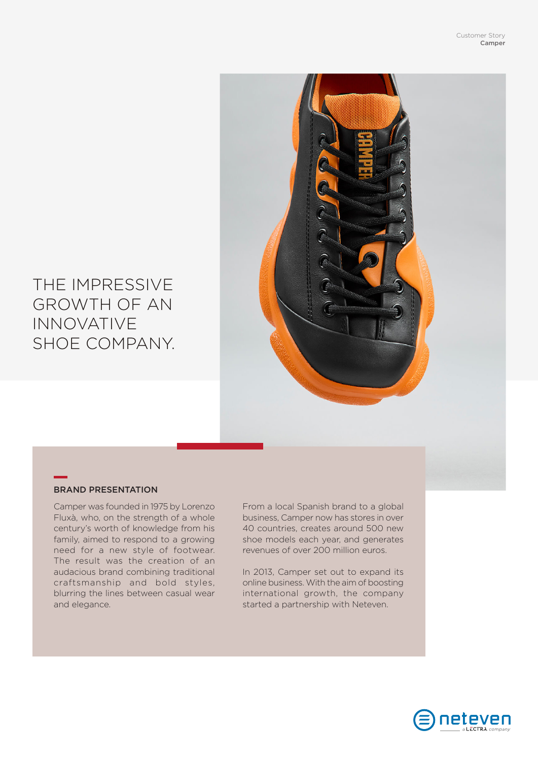# THE IMPRESSIVE GROWTH OF AN INNOVATIVE SHOE COMPANY.

## BRAND PRESENTATION

Camper was founded in 1975 by Lorenzo Fluxà, who, on the strength of a whole century's worth of knowledge from his family, aimed to respond to a growing need for a new style of footwear. The result was the creation of an audacious brand combining traditional craftsmanship and bold styles, blurring the lines between casual wear and elegance.

From a local Spanish brand to a global business, Camper now has stores in over 40 countries, creates around 500 new shoe models each year, and generates revenues of over 200 million euros.

In 2013, Camper set out to expand its online business. With the aim of boosting international growth, the company started a partnership with Neteven.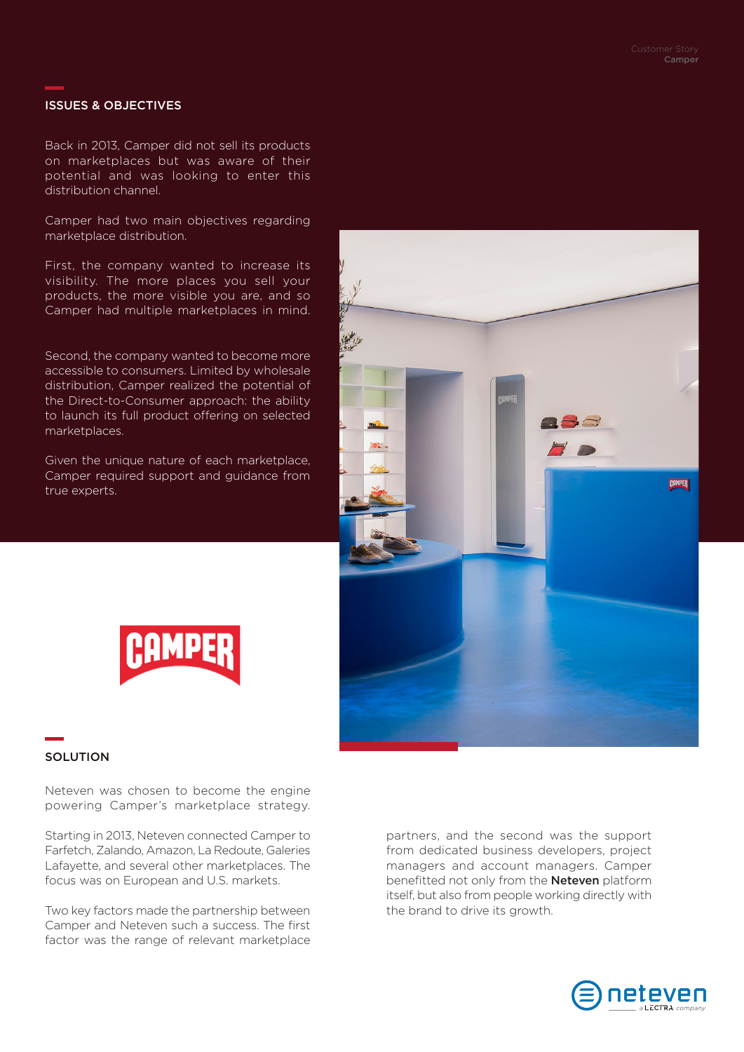## ISSUES & OBJECTIVES

Back in 2013, Camper did not sell its products on marketplaces but was aware of their potential and was looking to enter this distribution channel.

Camper had two main objectives regarding marketplace distribution.

First, the company wanted to increase its visibility. The more places you sell your products, the more visible you are, and so Camper had multiple marketplaces in mind.

Second, the company wanted to become more accessible to consumers. Limited by wholesale distribution, Camper realized the potential of the Direct-to-Consumer approach: the ability to launch its full product offering on selected marketplaces.

Given the unique nature of each marketplace, Camper required support and guidance from true experts.

## SOLUTION

Neteven was chosen to become the engine powering Camper's marketplace strategy.

Starting in 2013, Neteven connected Camper to Farfetch, Zalando, Amazon, La Redoute, Galeries Lafayette, and several other marketplaces. The focus was on European and U.S. markets.

Two key factors made the partnership between Camper and Neteven such a success. The first factor was the range of relevant marketplace partners, and the second was the support from dedicated business developers, project managers and account managers. Camper benefitted not only from the **Neteven** platform itself, but also from people working directly with the brand to drive its growth.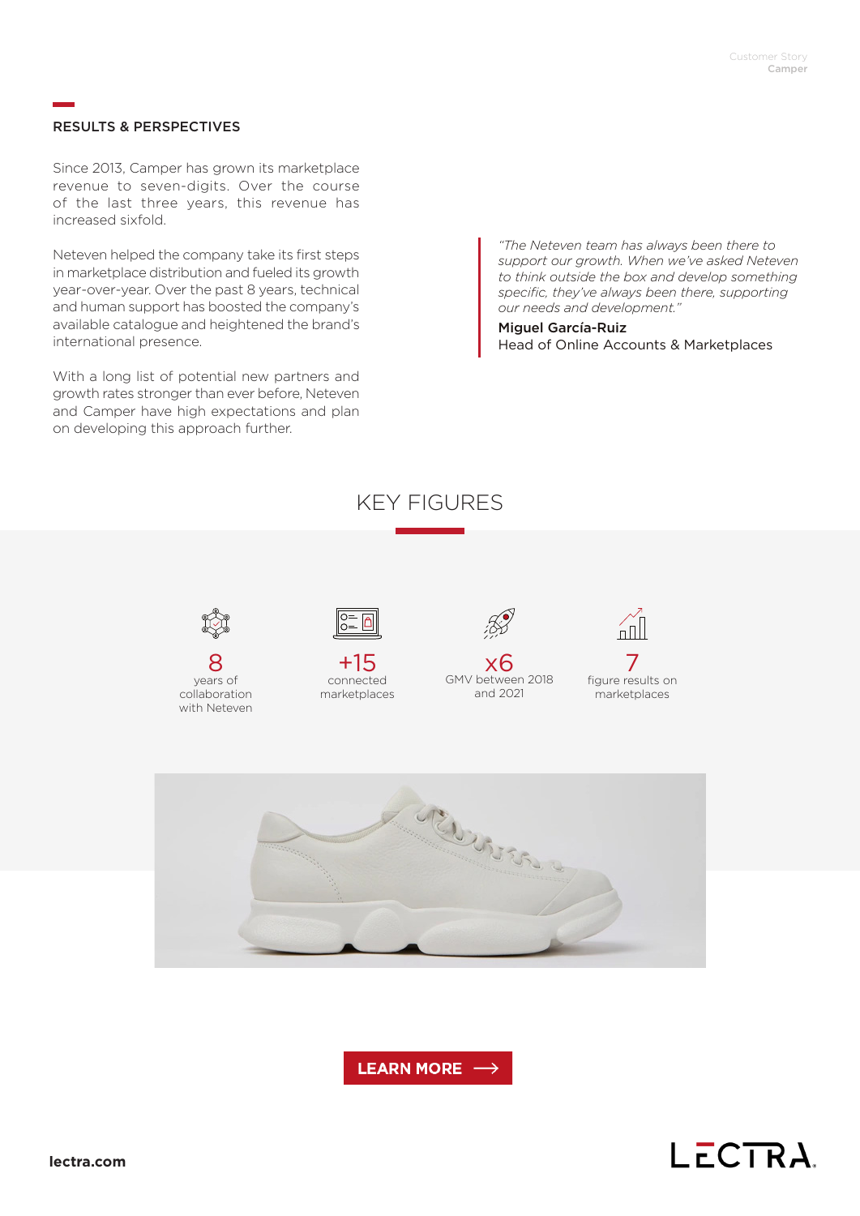## RESULTS & PERSPECTIVES

Since 2013, Camper has grown its marketplace revenue to seven-digits. Over the course of the last three years, this revenue has increased sixfold.

Neteven helped the company take its first steps in marketplace distribution and fueled its growth year-over-year. Over the past 8 years, technical and human support has boosted the company's available catalogue and heightened the brand's international presence.

With a long list of potential new partners and growth rates stronger than ever before, Neteven and Camper have high expectations and plan on developing this approach further.

> *"The Neteven team has always been there to support our growth. When we've asked Neteven to think outside the box and develop something specific, they've always been there, supporting our needs and development."*
>
> **Miguel García-Ruiz**
> Head of Online Accounts & Marketplaces

## KEY FIGURES

**8**
years of collaboration with Neteven

**+15**
connected marketplaces

**x6**
GMV between 2018 and 2021

**7**
figure results on marketplaces

**LEARN MORE ⟶**

lectra.com

LECTRA